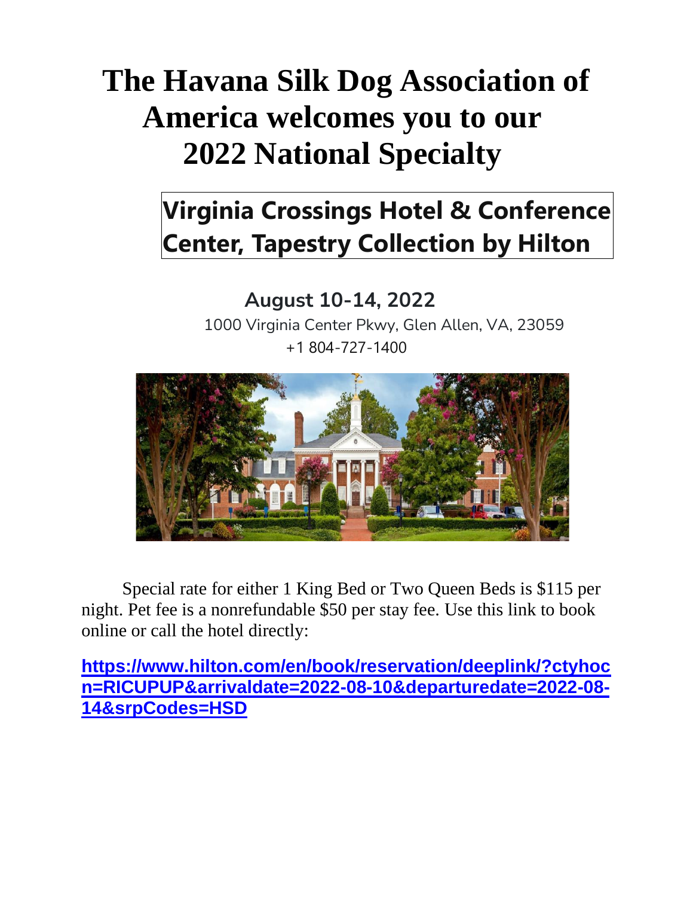# The Havana Silk Dog Association of America welcomes you to our 2022 National Specialty

## Virginia Crossings Hotel & Conference Center, Tapestry Collection by Hilton

**August 10-14, 2022**

1000 Virginia Center Pkwy, Glen Allen, VA, 23059

+1 804-727-1400

Special rate for either 1 King Bed or Two Queen Beds is $115 per night. Pet fee is a nonrefundable $50 per stay fee. Use this link to book online or call the hotel directly:

**https://www.hilton.com/en/book/reservation/deeplink/?ctyhocn=RICUPUP&arrivaldate=2022-08-10&departuredate=2022-08-14&srpCodes=HSD**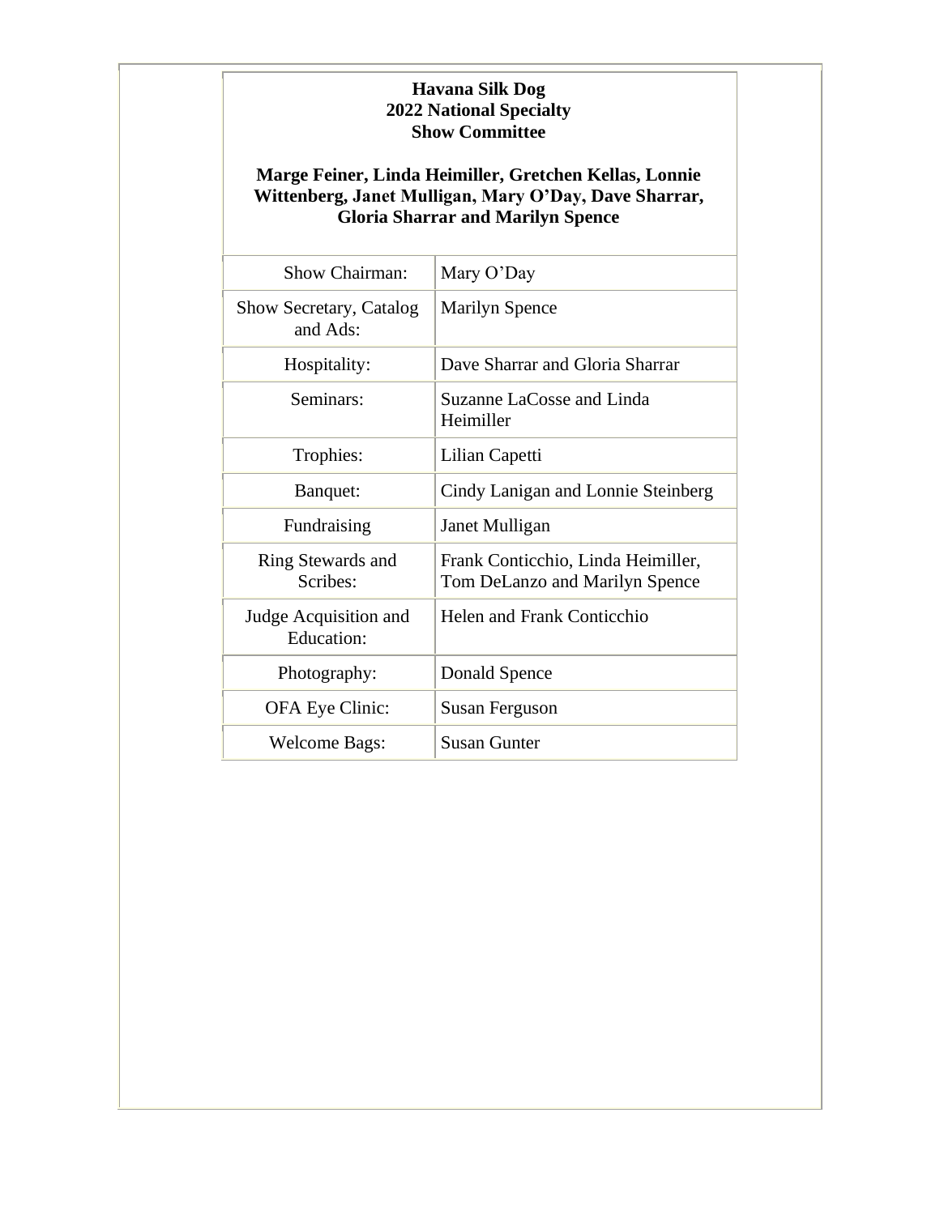**Havana Silk Dog**
**2022 National Specialty**
**Show Committee**

**Marge Feiner, Linda Heimiller, Gretchen Kellas, Lonnie Wittenberg, Janet Mulligan, Mary O'Day, Dave Sharrar, Gloria Sharrar and Marilyn Spence**

| | |
|---|---|
| Show Chairman: | Mary O'Day |
| Show Secretary, Catalog and Ads: | Marilyn Spence |
| Hospitality: | Dave Sharrar and Gloria Sharrar |
| Seminars: | Suzanne LaCosse and Linda Heimiller |
| Trophies: | Lilian Capetti |
| Banquet: | Cindy Lanigan and Lonnie Steinberg |
| Fundraising | Janet Mulligan |
| Ring Stewards and Scribes: | Frank Conticchio, Linda Heimiller, Tom DeLanzo and Marilyn Spence |
| Judge Acquisition and Education: | Helen and Frank Conticchio |
| Photography: | Donald Spence |
| OFA Eye Clinic: | Susan Ferguson |
| Welcome Bags: | Susan Gunter |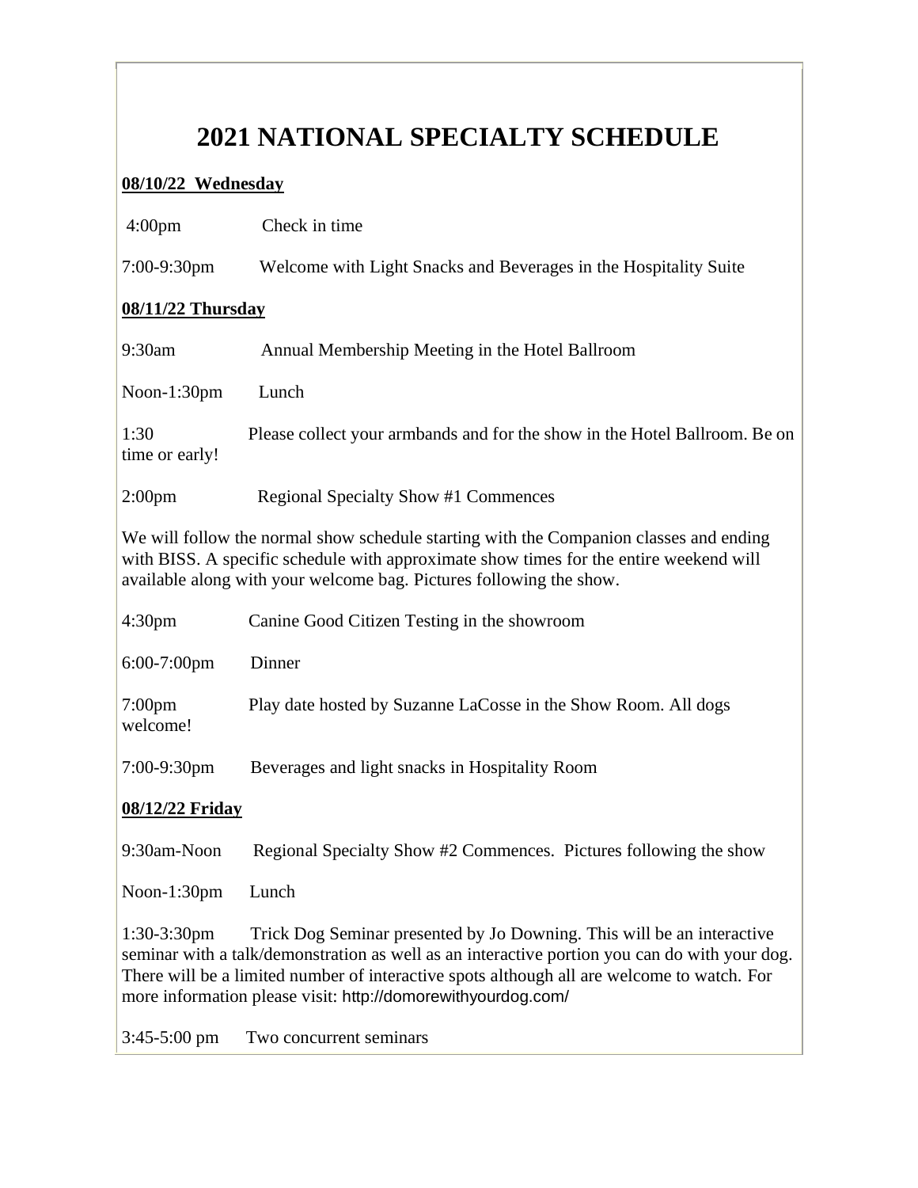# 2021 NATIONAL SPECIALTY SCHEDULE

**08/10/22 Wednesday**

4:00pm Check in time

7:00-9:30pm Welcome with Light Snacks and Beverages in the Hospitality Suite

**08/11/22 Thursday**

9:30am Annual Membership Meeting in the Hotel Ballroom

Noon-1:30pm Lunch

1:30 Please collect your armbands and for the show in the Hotel Ballroom. Be on time or early!

2:00pm Regional Specialty Show #1 Commences

We will follow the normal show schedule starting with the Companion classes and ending with BISS. A specific schedule with approximate show times for the entire weekend will available along with your welcome bag. Pictures following the show.

4:30pm Canine Good Citizen Testing in the showroom

6:00-7:00pm Dinner

7:00pm Play date hosted by Suzanne LaCosse in the Show Room. All dogs welcome!

7:00-9:30pm Beverages and light snacks in Hospitality Room

**08/12/22 Friday**

9:30am-Noon Regional Specialty Show #2 Commences. Pictures following the show

Noon-1:30pm Lunch

1:30-3:30pm Trick Dog Seminar presented by Jo Downing. This will be an interactive seminar with a talk/demonstration as well as an interactive portion you can do with your dog. There will be a limited number of interactive spots although all are welcome to watch. For more information please visit: http://domorewithyourdog.com/

3:45-5:00 pm Two concurrent seminars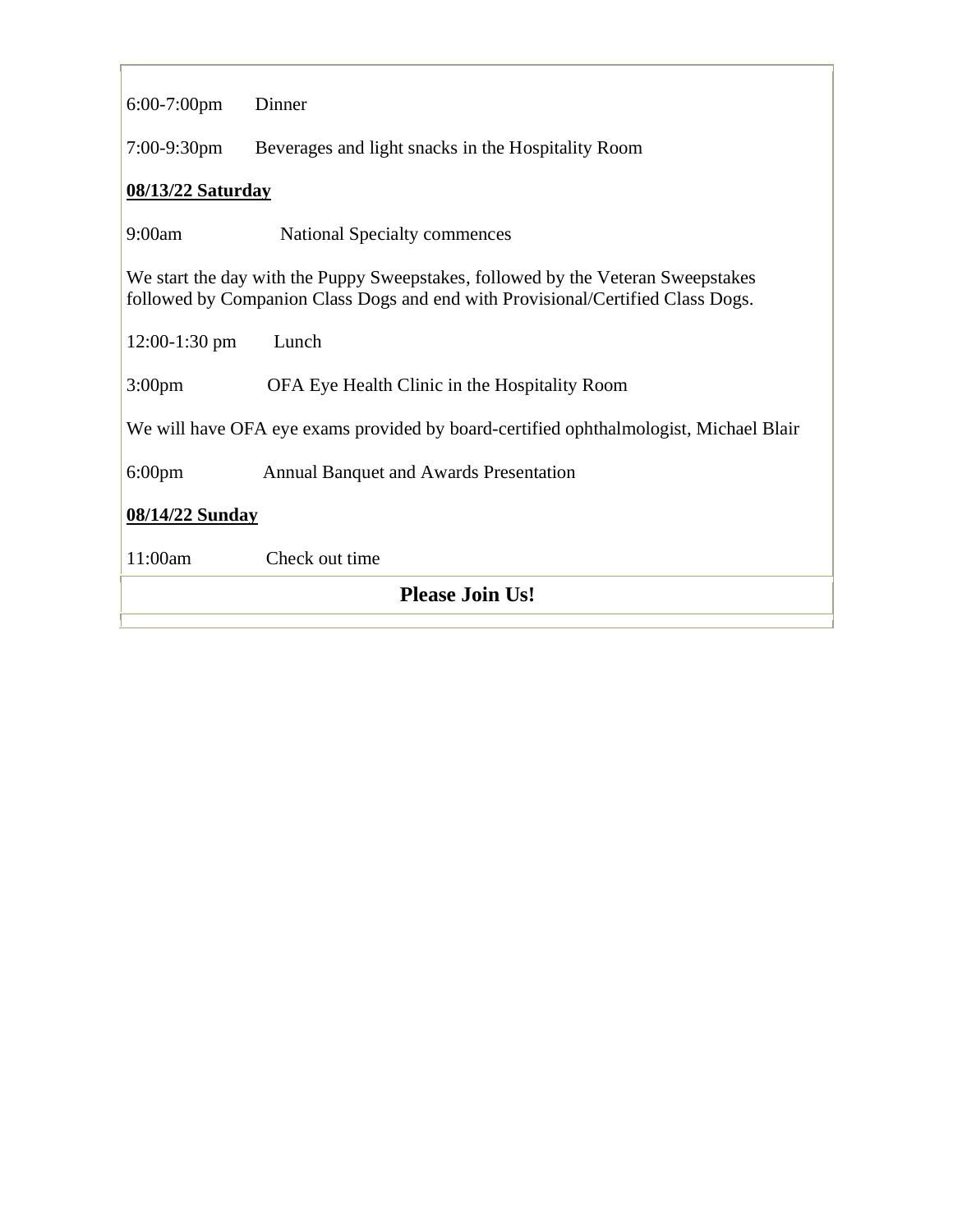6:00-7:00pm Dinner

7:00-9:30pm Beverages and light snacks in the Hospitality Room

**08/13/22 Saturday**

9:00am National Specialty commences

We start the day with the Puppy Sweepstakes, followed by the Veteran Sweepstakes followed by Companion Class Dogs and end with Provisional/Certified Class Dogs.

12:00-1:30 pm Lunch

3:00pm OFA Eye Health Clinic in the Hospitality Room

We will have OFA eye exams provided by board-certified ophthalmologist, Michael Blair

6:00pm Annual Banquet and Awards Presentation

**08/14/22 Sunday**

11:00am Check out time

**Please Join Us!**